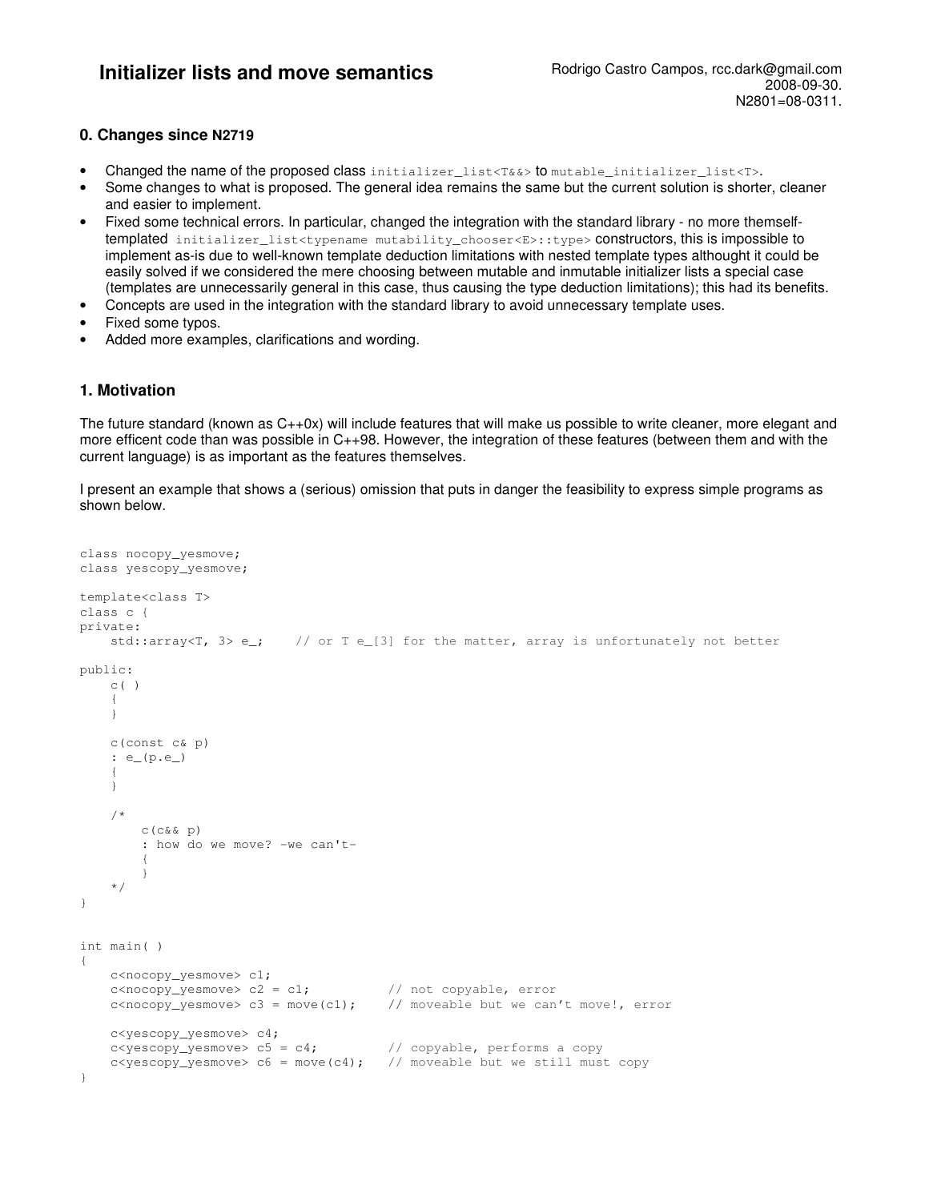# Initializer lists and move semantics

Rodrigo Castro Campos, rcc.dark@gmail.com
2008-09-30.
N2801=08-0311.

## 0. Changes since N2719

- Changed the name of the proposed class `initializer_list<T&&>` to `mutable_initializer_list<T>`.
- Some changes to what is proposed. The general idea remains the same but the current solution is shorter, cleaner and easier to implement.
- Fixed some technical errors. In particular, changed the integration with the standard library - no more themself-templated `initializer_list<typename mutability_chooser<E>::type>` constructors, this is impossible to implement as-is due to well-known template deduction limitations with nested template types althought it could be easily solved if we considered the mere choosing between mutable and inmutable initializer lists a special case (templates are unnecessarily general in this case, thus causing the type deduction limitations); this had its benefits.
- Concepts are used in the integration with the standard library to avoid unnecessary template uses.
- Fixed some typos.
- Added more examples, clarifications and wording.

## 1. Motivation

The future standard (known as C++0x) will include features that will make us possible to write cleaner, more elegant and more efficent code than was possible in C++98. However, the integration of these features (between them and with the current language) is as important as the features themselves.

I present an example that shows a (serious) omission that puts in danger the feasibility to express simple programs as shown below.

```
class nocopy_yesmove;
class yescopy_yesmove;

template<class T>
class c {
private:
    std::array<T, 3> e_;    // or T e_[3] for the matter, array is unfortunately not better

public:
    c( )
    {
    }

    c(const c& p)
    : e_(p.e_)
    {
    }

    /*
        c(c&& p)
        : how do we move? -we can't-
        {
        }
    */
}


int main( )
{
    c<nocopy_yesmove> c1;
    c<nocopy_yesmove> c2 = c1;          // not copyable, error
    c<nocopy_yesmove> c3 = move(c1);    // moveable but we can't move!, error

    c<yescopy_yesmove> c4;
    c<yescopy_yesmove> c5 = c4;         // copyable, performs a copy
    c<yescopy_yesmove> c6 = move(c4);   // moveable but we still must copy
}
```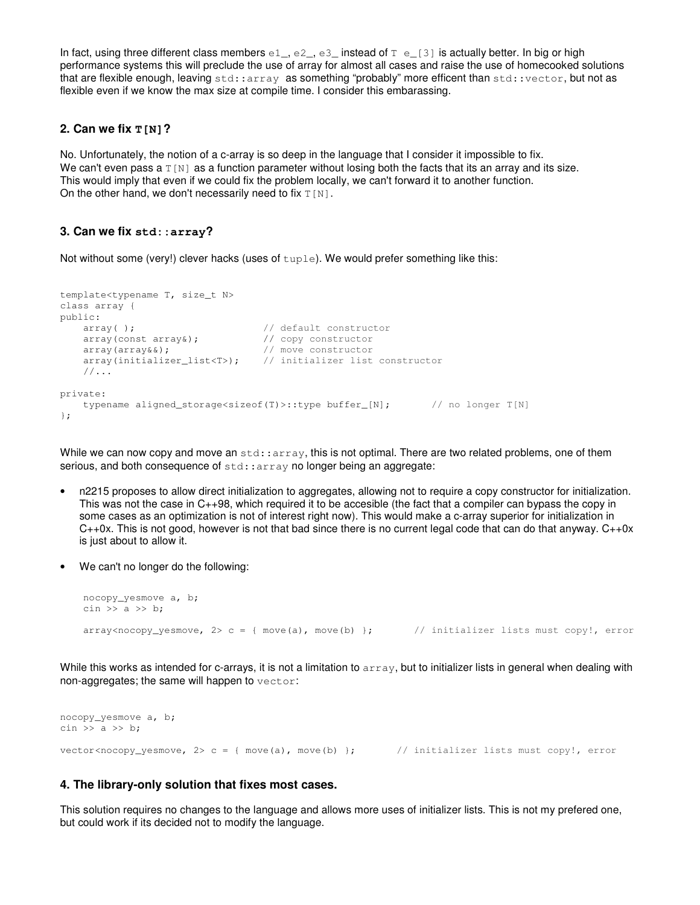In fact, using three different class members `e1_`, `e2_`, `e3_` instead of `T e_[3]` is actually better. In big or high performance systems this will preclude the use of array for almost all cases and raise the use of homecooked solutions that are flexible enough, leaving `std::array` as something "probably" more efficent than `std::vector`, but not as flexible even if we know the max size at compile time. I consider this embarassing.

### 2. Can we fix `T[N]`?

No. Unfortunately, the notion of a c-array is so deep in the language that I consider it impossible to fix.
We can't even pass a `T[N]` as a function parameter without losing both the facts that its an array and its size.
This would imply that even if we could fix the problem locally, we can't forward it to another function.
On the other hand, we don't necessarily need to fix `T[N]`.

### 3. Can we fix `std::array`?

Not without some (very!) clever hacks (uses of `tuple`). We would prefer something like this:

```
template<typename T, size_t N>
class array {
public:
    array( );                       // default constructor
    array(const array&);            // copy constructor
    array(array&&);                 // move constructor
    array(initializer_list<T>);     // initializer list constructor
    //...

private:
    typename aligned_storage<sizeof(T)>::type buffer_[N];       // no longer T[N]
};
```

While we can now copy and move an `std::array`, this is not optimal. There are two related problems, one of them serious, and both consequence of `std::array` no longer being an aggregate:

- n2215 proposes to allow direct initialization to aggregates, allowing not to require a copy constructor for initialization. This was not the case in C++98, which required it to be accesible (the fact that a compiler can bypass the copy in some cases as an optimization is not of interest right now). This would make a c-array superior for initialization in C++0x. This is not good, however is not that bad since there is no current legal code that can do that anyway. C++0x is just about to allow it.

- We can't no longer do the following:

  ```
  nocopy_yesmove a, b;
  cin >> a >> b;

  array<nocopy_yesmove, 2> c = { move(a), move(b) };       // initializer lists must copy!, error
  ```

While this works as intended for c-arrays, it is not a limitation to `array`, but to initializer lists in general when dealing with non-aggregates; the same will happen to `vector`:

```
nocopy_yesmove a, b;
cin >> a >> b;

vector<nocopy_yesmove, 2> c = { move(a), move(b) };       // initializer lists must copy!, error
```

### 4. The library-only solution that fixes most cases.

This solution requires no changes to the language and allows more uses of initializer lists. This is not my prefered one, but could work if its decided not to modify the language.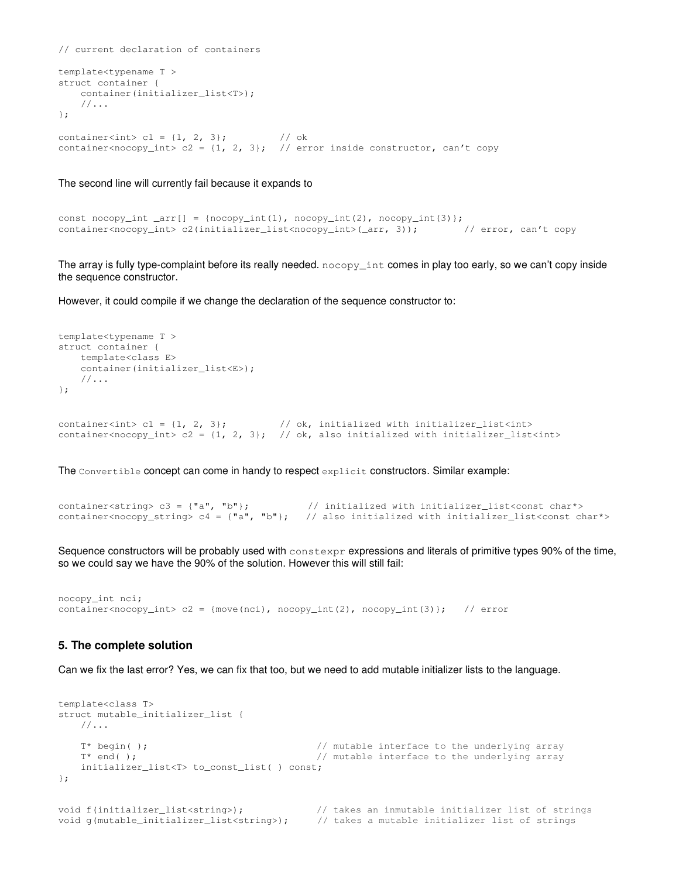```
// current declaration of containers

template<typename T >
struct container {
    container(initializer_list<T>);
    //...
};

container<int> c1 = {1, 2, 3};          // ok
container<nocopy_int> c2 = {1, 2, 3};   // error inside constructor, can't copy
```

The second line will currently fail because it expands to

```
const nocopy_int _arr[] = {nocopy_int(1), nocopy_int(2), nocopy_int(3)};
container<nocopy_int> c2(initializer_list<nocopy_int>(_arr, 3));        // error, can't copy
```

The array is fully type-complaint before its really needed. `nocopy_int` comes in play too early, so we can't copy inside the sequence constructor.

However, it could compile if we change the declaration of the sequence constructor to:

```
template<typename T >
struct container {
    template<class E>
    container(initializer_list<E>);
    //...
};


container<int> c1 = {1, 2, 3};          // ok, initialized with initializer_list<int>
container<nocopy_int> c2 = {1, 2, 3};   // ok, also initialized with initializer_list<int>
```

The `Convertible` concept can come in handy to respect `explicit` constructors. Similar example:

```
container<string> c3 = {"a", "b"};           // initialized with initializer_list<const char*>
container<nocopy_string> c4 = {"a", "b"};   // also initialized with initializer_list<const char*>
```

Sequence constructors will be probably used with `constexpr` expressions and literals of primitive types 90% of the time, so we could say we have the 90% of the solution. However this will still fail:

```
nocopy_int nci;
container<nocopy_int> c2 = {move(nci), nocopy_int(2), nocopy_int(3)};   // error
```

### 5. The complete solution

Can we fix the last error? Yes, we can fix that too, but we need to add mutable initializer lists to the language.

```
template<class T>
struct mutable_initializer_list {
    //...

    T* begin( );                                // mutable interface to the underlying array
    T* end( );                                  // mutable interface to the underlying array
    initializer_list<T> to_const_list( ) const;
};


void f(initializer_list<string>);              // takes an inmutable initializer list of strings
void g(mutable_initializer_list<string>);      // takes a mutable initializer list of strings
```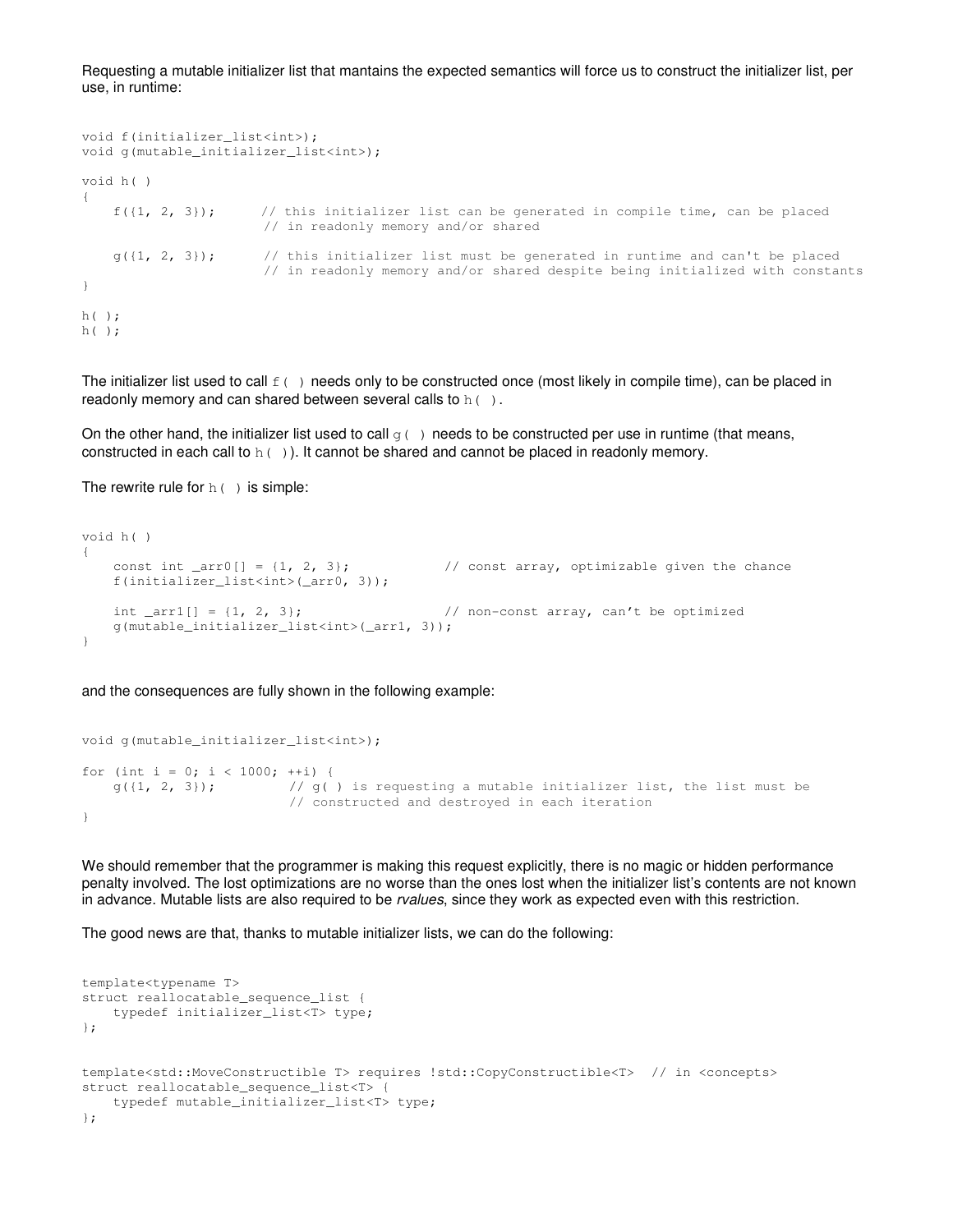Requesting a mutable initializer list that mantains the expected semantics will force us to construct the initializer list, per use, in runtime:

```
void f(initializer_list<int>);
void g(mutable_initializer_list<int>);

void h( )
{
    f({1, 2, 3});       // this initializer list can be generated in compile time, can be placed
                        // in readonly memory and/or shared

    g({1, 2, 3});       // this initializer list must be generated in runtime and can't be placed
                        // in readonly memory and/or shared despite being initialized with constants
}

h( );
h( );
```

The initializer list used to call `f( )` needs only to be constructed once (most likely in compile time), can be placed in readonly memory and can shared between several calls to `h( )`.

On the other hand, the initializer list used to call `g( )` needs to be constructed per use in runtime (that means, constructed in each call to `h( )`). It cannot be shared and cannot be placed in readonly memory.

The rewrite rule for `h( )` is simple:

```
void h( )
{
    const int _arr0[] = {1, 2, 3};            // const array, optimizable given the chance
    f(initializer_list<int>(_arr0, 3));

    int _arr1[] = {1, 2, 3};                  // non-const array, can't be optimized
    g(mutable_initializer_list<int>(_arr1, 3));
}
```

and the consequences are fully shown in the following example:

```
void g(mutable_initializer_list<int>);

for (int i = 0; i < 1000; ++i) {
    g({1, 2, 3});          // g( ) is requesting a mutable initializer list, the list must be
                           // constructed and destroyed in each iteration
}
```

We should remember that the programmer is making this request explicitly, there is no magic or hidden performance penalty involved. The lost optimizations are no worse than the ones lost when the initializer list's contents are not known in advance. Mutable lists are also required to be *rvalues*, since they work as expected even with this restriction.

The good news are that, thanks to mutable initializer lists, we can do the following:

```
template<typename T>
struct reallocatable_sequence_list {
    typedef initializer_list<T> type;
};


template<std::MoveConstructible T> requires !std::CopyConstructible<T>  // in <concepts>
struct reallocatable_sequence_list<T> {
    typedef mutable_initializer_list<T> type;
};
```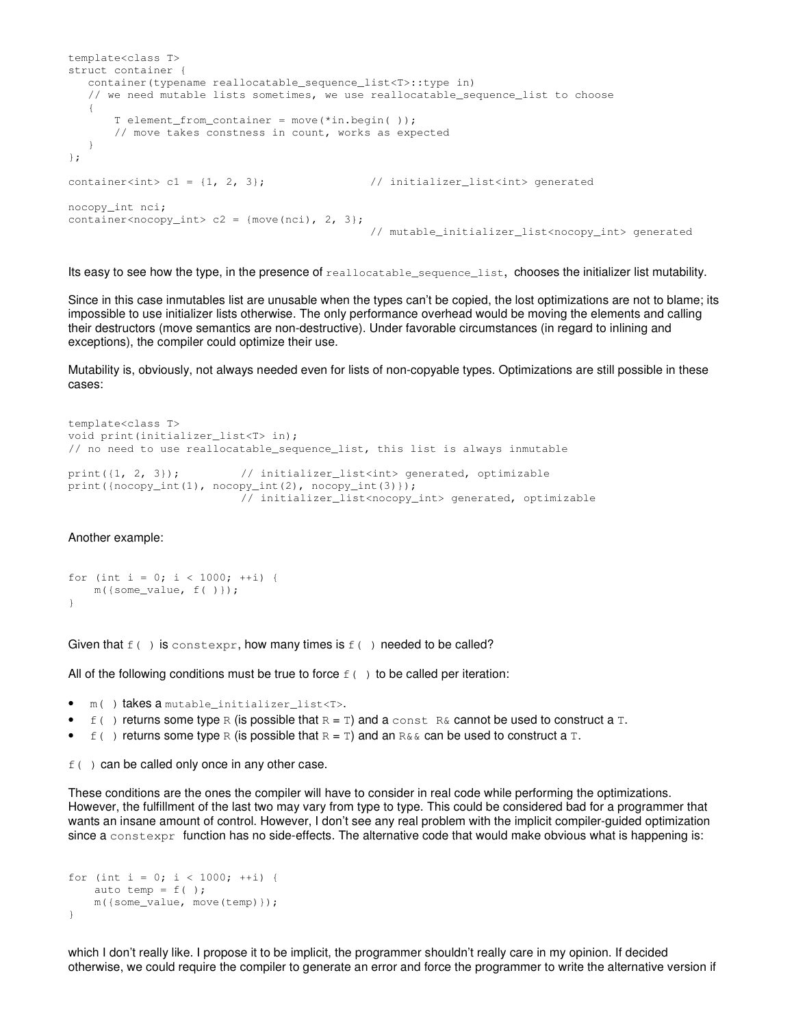```
template<class T>
struct container {
   container(typename reallocatable_sequence_list<T>::type in)
   // we need mutable lists sometimes, we use reallocatable_sequence_list to choose
   {
       T element_from_container = move(*in.begin( ));
       // move takes constness in count, works as expected
   }
};

container<int> c1 = {1, 2, 3};                // initializer_list<int> generated

nocopy_int nci;
container<nocopy_int> c2 = {move(nci), 2, 3};
                                              // mutable_initializer_list<nocopy_int> generated
```

Its easy to see how the type, in the presence of `reallocatable_sequence_list`, chooses the initializer list mutability.

Since in this case inmutables list are unusable when the types can't be copied, the lost optimizations are not to blame; its impossible to use initializer lists otherwise. The only performance overhead would be moving the elements and calling their destructors (move semantics are non-destructive). Under favorable circumstances (in regard to inlining and exceptions), the compiler could optimize their use.

Mutability is, obviously, not always needed even for lists of non-copyable types. Optimizations are still possible in these cases:

```
template<class T>
void print(initializer_list<T> in);
// no need to use reallocatable_sequence_list, this list is always inmutable

print({1, 2, 3});          // initializer_list<int> generated, optimizable
print({nocopy_int(1), nocopy_int(2), nocopy_int(3)});
                           // initializer_list<nocopy_int> generated, optimizable
```

Another example:

```
for (int i = 0; i < 1000; ++i) {
    m({some_value, f( )});
}
```

Given that `f( )` is `constexpr`, how many times is `f( )` needed to be called?

All of the following conditions must be true to force `f( )` to be called per iteration:

- `m( )` takes a `mutable_initializer_list<T>`.
- `f( )` returns some type `R` (is possible that `R` = `T`) and a `const R&` cannot be used to construct a `T`.
- `f( )` returns some type `R` (is possible that `R` = `T`) and an `R&&` can be used to construct a `T`.

`f( )` can be called only once in any other case.

These conditions are the ones the compiler will have to consider in real code while performing the optimizations. However, the fulfillment of the last two may vary from type to type. This could be considered bad for a programmer that wants an insane amount of control. However, I don't see any real problem with the implicit compiler-guided optimization since a `constexpr` function has no side-effects. The alternative code that would make obvious what is happening is:

```
for (int i = 0; i < 1000; ++i) {
    auto temp = f( );
    m({some_value, move(temp)});
}
```

which I don't really like. I propose it to be implicit, the programmer shouldn't really care in my opinion. If decided otherwise, we could require the compiler to generate an error and force the programmer to write the alternative version if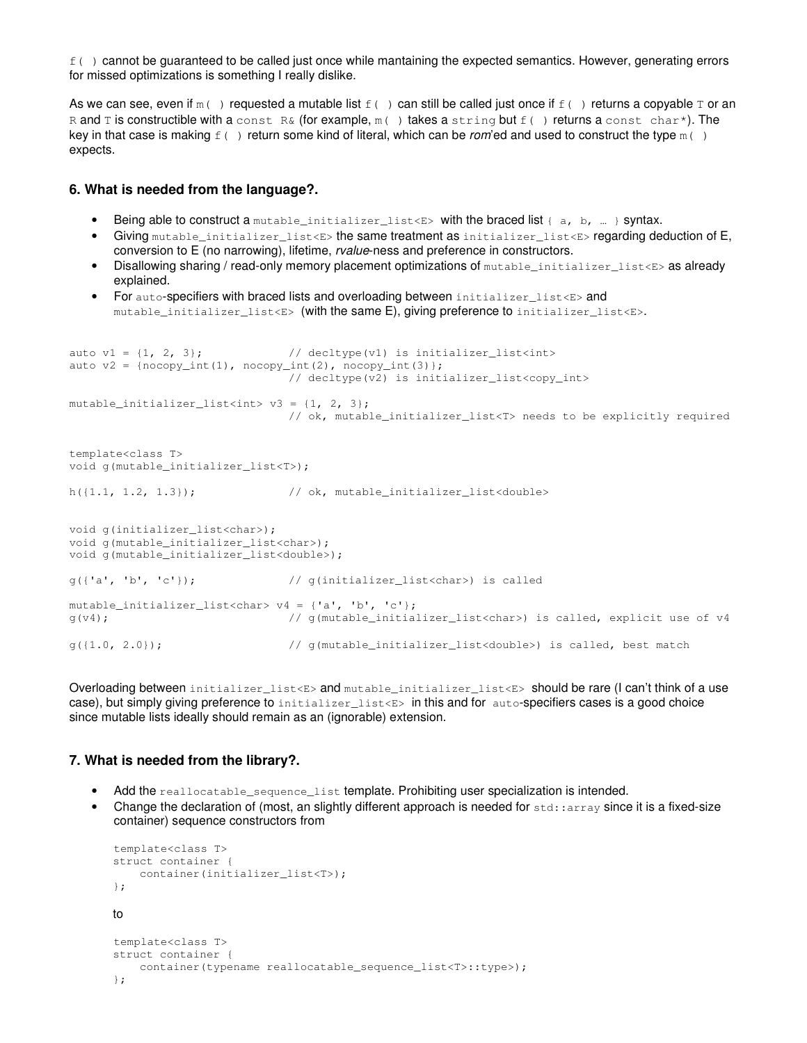`f( )` cannot be guaranteed to be called just once while mantaining the expected semantics. However, generating errors for missed optimizations is something I really dislike.

As we can see, even if `m( )` requested a mutable list `f( )` can still be called just once if `f( )` returns a copyable `T` or an `R` and `T` is constructible with a `const R&` (for example, `m( )` takes a `string` but `f( )` returns a `const char*`). The key in that case is making `f( )` return some kind of literal, which can be *rom*'ed and used to construct the type `m( )` expects.

### 6. What is needed from the language?.

- Being able to construct a `mutable_initializer_list<E>` with the braced list `{ a, b, … }` syntax.
- Giving `mutable_initializer_list<E>` the same treatment as `initializer_list<E>` regarding deduction of E, conversion to E (no narrowing), lifetime, *rvalue*-ness and preference in constructors.
- Disallowing sharing / read-only memory placement optimizations of `mutable_initializer_list<E>` as already explained.
- For `auto`-specifiers with braced lists and overloading between `initializer_list<E>` and `mutable_initializer_list<E>` (with the same E), giving preference to `initializer_list<E>`.

```
auto v1 = {1, 2, 3};              // decltype(v1) is initializer_list<int>
auto v2 = {nocopy_int(1), nocopy_int(2), nocopy_int(3)};
                                  // decltype(v2) is initializer_list<copy_int>

mutable_initializer_list<int> v3 = {1, 2, 3};
                                  // ok, mutable_initializer_list<T> needs to be explicitly required


template<class T>
void g(mutable_initializer_list<T>);

h({1.1, 1.2, 1.3});               // ok, mutable_initializer_list<double>


void g(initializer_list<char>);
void g(mutable_initializer_list<char>);
void g(mutable_initializer_list<double>);

g({'a', 'b', 'c'});               // g(initializer_list<char>) is called

mutable_initializer_list<char> v4 = {'a', 'b', 'c'};
g(v4);                            // g(mutable_initializer_list<char>) is called, explicit use of v4

g({1.0, 2.0});                    // g(mutable_initializer_list<double>) is called, best match
```

Overloading between `initializer_list<E>` and `mutable_initializer_list<E>` should be rare (I can't think of a use case), but simply giving preference to `initializer_list<E>` in this and for `auto`-specifiers cases is a good choice since mutable lists ideally should remain as an (ignorable) extension.

### 7. What is needed from the library?.

- Add the `reallocatable_sequence_list` template. Prohibiting user specialization is intended.
- Change the declaration of (most, an slightly different approach is needed for `std::array` since it is a fixed-size container) sequence constructors from

  ```
  template<class T>
  struct container {
      container(initializer_list<T>);
  };
  ```

  to

  ```
  template<class T>
  struct container {
      container(typename reallocatable_sequence_list<T>::type>);
  };
  ```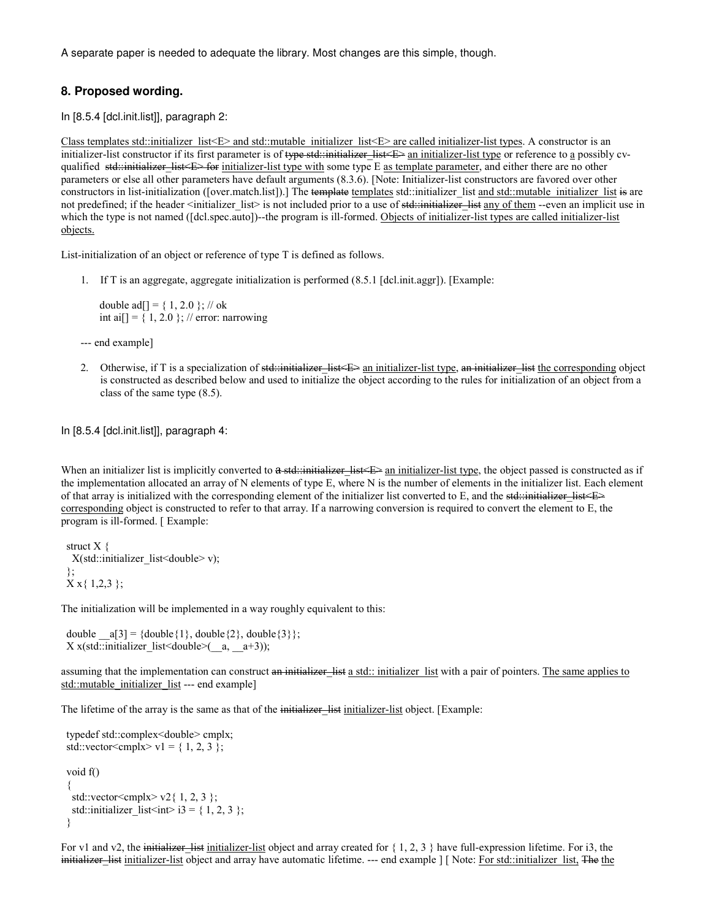A separate paper is needed to adequate the library. Most changes are this simple, though.

### 8. Proposed wording.

In [8.5.4 [dcl.init.list]], paragraph 2:

<u>Class templates std::initializer_list<E> and std::mutable_initializer_list<E> are called initializer-list types</u>. A constructor is an initializer-list constructor if its first parameter is of ~~type std::initializer_list<E>~~ <u>an initializer-list type</u> or reference to <u>a</u> possibly cv-qualified ~~std::initializer_list<E> for~~ <u>initializer-list type with</u> some type E <u>as template parameter</u>, and either there are no other parameters or else all other parameters have default arguments (8.3.6). [Note: Initializer-list constructors are favored over other constructors in list-initialization ([over.match.list]).] The ~~template~~ <u>templates</u> std::initializer_list <u>and std::mutable_initializer_list</u> ~~is~~ <u>are</u> not predefined; if the header <initializer_list> is not included prior to a use of ~~std::initializer_list~~ <u>any of them</u> --even an implicit use in which the type is not named ([dcl.spec.auto])--the program is ill-formed. <u>Objects of initializer-list types are called initializer-list objects.</u>

List-initialization of an object or reference of type T is defined as follows.

1. If T is an aggregate, aggregate initialization is performed (8.5.1 [dcl.init.aggr]). [Example:

```
double ad[] = { 1, 2.0 }; // ok
int ai[] = { 1, 2.0 }; // error: narrowing
```

--- end example]

2. Otherwise, if T is a specialization of ~~std::initializer_list<E>~~ <u>an initializer-list type</u>, ~~an initializer_list~~ <u>the corresponding</u> object is constructed as described below and used to initialize the object according to the rules for initialization of an object from a class of the same type (8.5).

In [8.5.4 [dcl.init.list]], paragraph 4:

When an initializer list is implicitly converted to ~~a std::initializer_list<E>~~ <u>an initializer-list type</u>, the object passed is constructed as if the implementation allocated an array of N elements of type E, where N is the number of elements in the initializer list. Each element of that array is initialized with the corresponding element of the initializer list converted to E, and the ~~std::initializer_list<E>~~ <u>corresponding</u> object is constructed to refer to that array. If a narrowing conversion is required to convert the element to E, the program is ill-formed. [ Example:

```
struct X {
  X(std::initializer_list<double> v);
};
X x{ 1,2,3 };
```

The initialization will be implemented in a way roughly equivalent to this:

```
double __a[3] = {double{1}, double{2}, double{3}};
X x(std::initializer_list<double>(__a, __a+3));
```

assuming that the implementation can construct ~~an initializer_list~~ <u>a std:: initializer_list</u> with a pair of pointers. <u>The same applies to std::mutable_initializer_list</u> --- end example]

The lifetime of the array is the same as that of the ~~initializer_list~~ <u>initializer-list</u> object. [Example:

```
typedef std::complex<double> cmplx;
std::vector<cmplx> v1 = { 1, 2, 3 };

void f()
{
  std::vector<cmplx> v2{ 1, 2, 3 };
  std::initializer_list<int> i3 = { 1, 2, 3 };
}
```

For v1 and v2, the ~~initializer_list~~ <u>initializer-list</u> object and array created for { 1, 2, 3 } have full-expression lifetime. For i3, the ~~initializer_list~~ <u>initializer-list</u> object and array have automatic lifetime. --- end example ] [ Note: <u>For std::initializer_list,</u> ~~The~~ <u>the</u>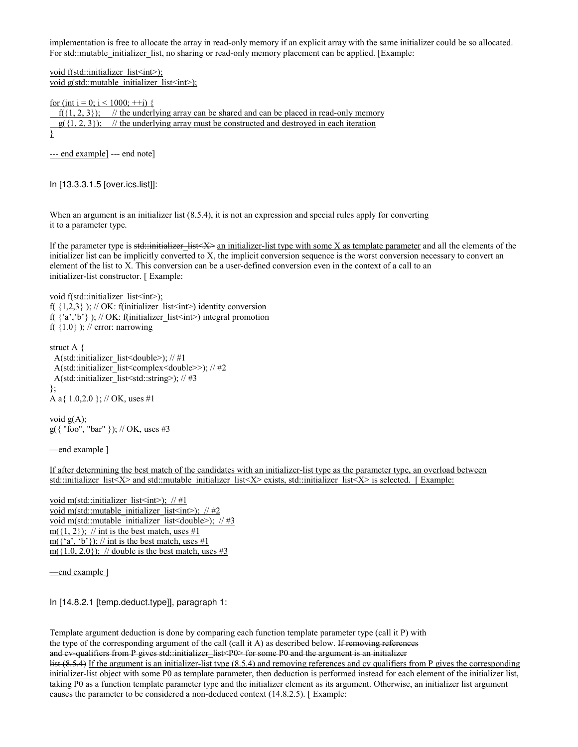implementation is free to allocate the array in read-only memory if an explicit array with the same initializer could be so allocated. For std::mutable_initializer_list, no sharing or read-only memory placement can be applied. [Example:

```
void f(std::initializer_list<int>);
void g(std::mutable_initializer_list<int>);

for (int i = 0; i < 1000; ++i) {
    f({1, 2, 3});    // the underlying array can be shared and can be placed in read-only memory
    g({1, 2, 3});    // the underlying array must be constructed and destroyed in each iteration
}
```

--- end example] --- end note]

In [13.3.3.1.5 [over.ics.list]]:

When an argument is an initializer list (8.5.4), it is not an expression and special rules apply for converting it to a parameter type.

If the parameter type is ~~std::initializer_list<X>~~ an initializer-list type with some X as template parameter and all the elements of the initializer list can be implicitly converted to X, the implicit conversion sequence is the worst conversion necessary to convert an element of the list to X. This conversion can be a user-defined conversion even in the context of a call to an initializer-list constructor. [ Example:

```
void f(std::initializer_list<int>);
f( {1,2,3} ); // OK: f(initializer_list<int>) identity conversion
f( {'a','b'} ); // OK: f(initializer_list<int>) integral promotion
f( {1.0} ); // error: narrowing

struct A {
  A(std::initializer_list<double>); // #1
  A(std::initializer_list<complex<double>>); // #2
  A(std::initializer_list<std::string>); // #3
};
A a{ 1.0,2.0 }; // OK, uses #1

void g(A);
g({ "foo", "bar" }); // OK, uses #3
```

—end example ]

If after determining the best match of the candidates with an initializer-list type as the parameter type, an overload between std::initializer_list<X> and std::mutable_initializer_list<X> exists, std::initializer_list<X> is selected. [ Example:

```
void m(std::initializer_list<int>);  // #1
void m(std::mutable_initializer_list<int>);  // #2
void m(std::mutable_initializer_list<double>);  // #3
m({1, 2});  // int is the best match, uses #1
m({'a', 'b'}); // int is the best match, uses #1
m({1.0, 2.0});  // double is the best match, uses #3
```

—end example ]

In [14.8.2.1 [temp.deduct.type]], paragraph 1:

Template argument deduction is done by comparing each function template parameter type (call it P) with the type of the corresponding argument of the call (call it A) as described below. ~~If removing references and cv-qualifiers from P gives std::initializer_list<P0> for some P0 and the argument is an initializer list (8.5.4)~~ If the argument is an initializer-list type (8.5.4) and removing references and cv qualifiers from P gives the corresponding initializer-list object with some P0 as template parameter, then deduction is performed instead for each element of the initializer list, taking P0 as a function template parameter type and the initializer element as its argument. Otherwise, an initializer list argument causes the parameter to be considered a non-deduced context (14.8.2.5). [ Example: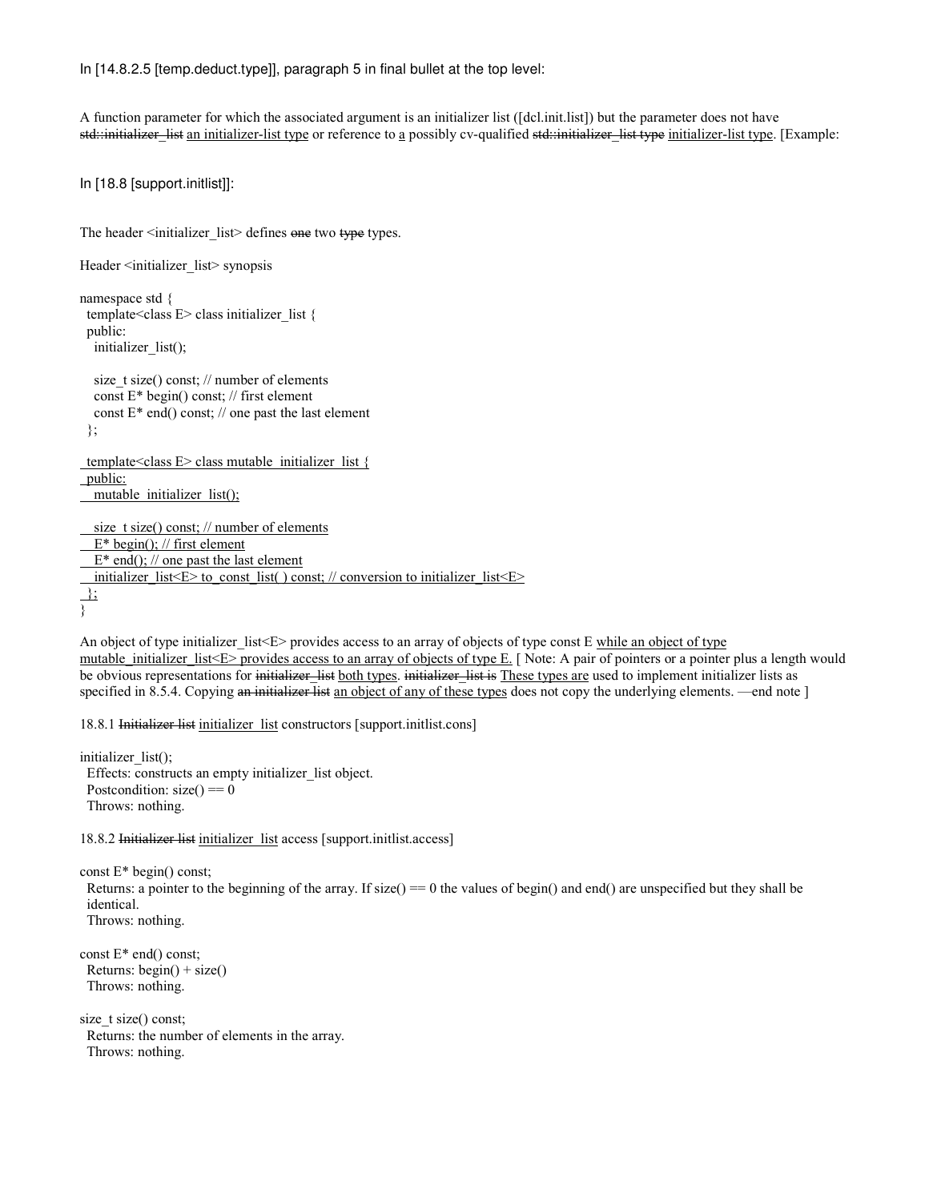In [14.8.2.5 [temp.deduct.type]], paragraph 5 in final bullet at the top level:

A function parameter for which the associated argument is an initializer list ([dcl.init.list]) but the parameter does not have ~~std::initializer_list~~ <u>an initializer-list type</u> or reference to <u>a</u> possibly cv-qualified ~~std::initializer_list type~~ <u>initializer-list type</u>. [Example:

In [18.8 [support.initlist]]:

The header <initializer_list> defines ~~one~~ two ~~type~~ types.

Header <initializer_list> synopsis

```
namespace std {
  template<class E> class initializer_list {
  public:
    initializer_list();

    size_t size() const; // number of elements
    const E* begin() const; // first element
    const E* end() const; // one past the last element
  };

  template<class E> class mutable_initializer_list {
  public:
    mutable_initializer_list();

    size_t size() const; // number of elements
    E* begin(); // first element
    E* end(); // one past the last element
    initializer_list<E> to_const_list( ) const; // conversion to initializer_list<E>
  };
}
```

An object of type initializer_list<E> provides access to an array of objects of type const E <u>while an object of type mutable_initializer_list<E> provides access to an array of objects of type E.</u> [ Note: A pair of pointers or a pointer plus a length would be obvious representations for ~~initializer_list~~ <u>both types</u>. ~~initializer_list is~~ <u>These types are</u> used to implement initializer lists as specified in 8.5.4. Copying ~~an initializer list~~ <u>an object of any of these types</u> does not copy the underlying elements. —end note ]

18.8.1 ~~Initializer list~~ <u>initializer_list</u> constructors [support.initlist.cons]

initializer_list();
  Effects: constructs an empty initializer_list object.
  Postcondition: size() == 0
  Throws: nothing.

18.8.2 ~~Initializer list~~ <u>initializer_list</u> access [support.initlist.access]

const E* begin() const;
  Returns: a pointer to the beginning of the array. If size() == 0 the values of begin() and end() are unspecified but they shall be identical.
  Throws: nothing.

const E* end() const;
  Returns: begin() + size()
  Throws: nothing.

size_t size() const;
  Returns: the number of elements in the array.
  Throws: nothing.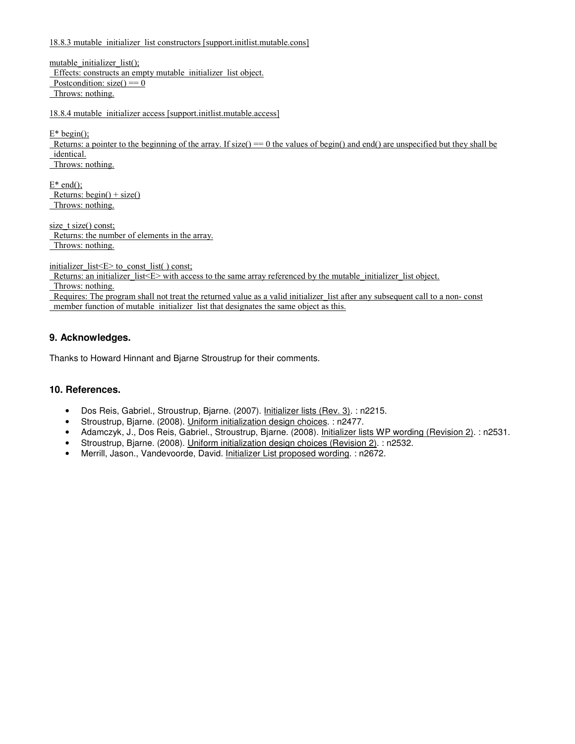18.8.3 mutable_initializer_list constructors [support.initlist.mutable.cons]

mutable_initializer_list();
  Effects: constructs an empty mutable_initializer_list object.
  Postcondition: size() == 0
  Throws: nothing.

18.8.4 mutable_initializer access [support.initlist.mutable.access]

E* begin();
  Returns: a pointer to the beginning of the array. If size() == 0 the values of begin() and end() are unspecified but they shall be identical.
  Throws: nothing.

E* end();
  Returns: begin() + size()
  Throws: nothing.

size_t size() const;
  Returns: the number of elements in the array.
  Throws: nothing.

initializer_list<E> to_const_list( ) const;
  Returns: an initializer_list<E> with access to the same array referenced by the mutable_initializer_list object.
  Throws: nothing.
  Requires: The program shall not treat the returned value as a valid initializer_list after any subsequent call to a non- const member function of mutable_initializer_list that designates the same object as this.

### 9. Acknowledges.

Thanks to Howard Hinnant and Bjarne Stroustrup for their comments.

### 10. References.

- Dos Reis, Gabriel., Stroustrup, Bjarne. (2007). Initializer lists (Rev. 3). : n2215.
- Stroustrup, Bjarne. (2008). Uniform initialization design choices. : n2477.
- Adamczyk, J., Dos Reis, Gabriel., Stroustrup, Bjarne. (2008). Initializer lists WP wording (Revision 2). : n2531.
- Stroustrup, Bjarne. (2008). Uniform initialization design choices (Revision 2). : n2532.
- Merrill, Jason., Vandevoorde, David. Initializer List proposed wording. : n2672.